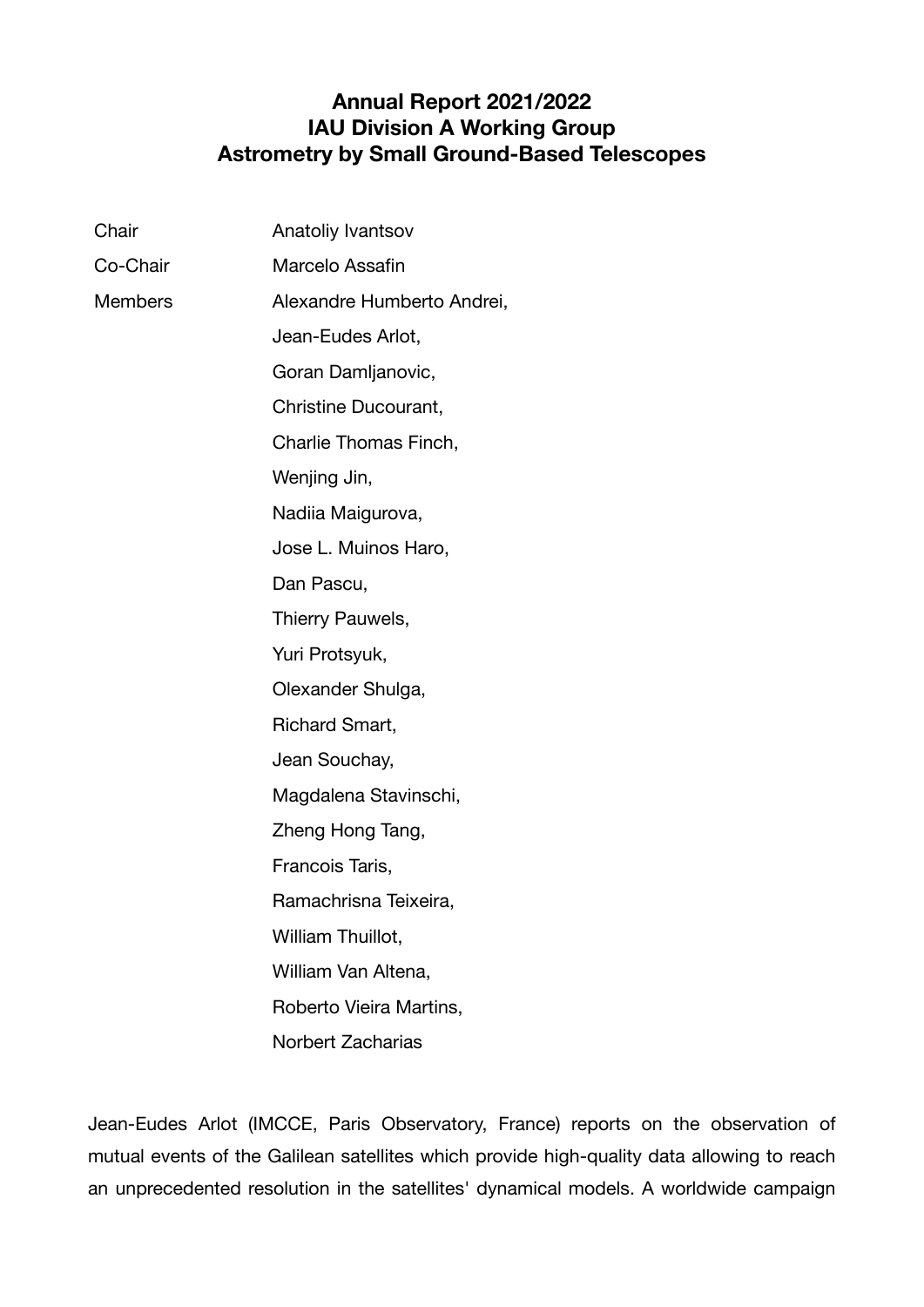# Annual Report 2021/2022
# IAU Division A Working Group
# Astrometry by Small Ground-Based Telescopes

| | |
|---|---|
| Chair | Anatoliy Ivantsov |
| Co-Chair | Marcelo Assafin |
| Members | Alexandre Humberto Andrei, |
| | Jean-Eudes Arlot, |
| | Goran Damljanovic, |
| | Christine Ducourant, |
| | Charlie Thomas Finch, |
| | Wenjing Jin, |
| | Nadiia Maigurova, |
| | Jose L. Muinos Haro, |
| | Dan Pascu, |
| | Thierry Pauwels, |
| | Yuri Protsyuk, |
| | Olexander Shulga, |
| | Richard Smart, |
| | Jean Souchay, |
| | Magdalena Stavinschi, |
| | Zheng Hong Tang, |
| | Francois Taris, |
| | Ramachrisna Teixeira, |
| | William Thuillot, |
| | William Van Altena, |
| | Roberto Vieira Martins, |
| | Norbert Zacharias |

Jean-Eudes Arlot (IMCCE, Paris Observatory, France) reports on the observation of mutual events of the Galilean satellites which provide high-quality data allowing to reach an unprecedented resolution in the satellites' dynamical models. A worldwide campaign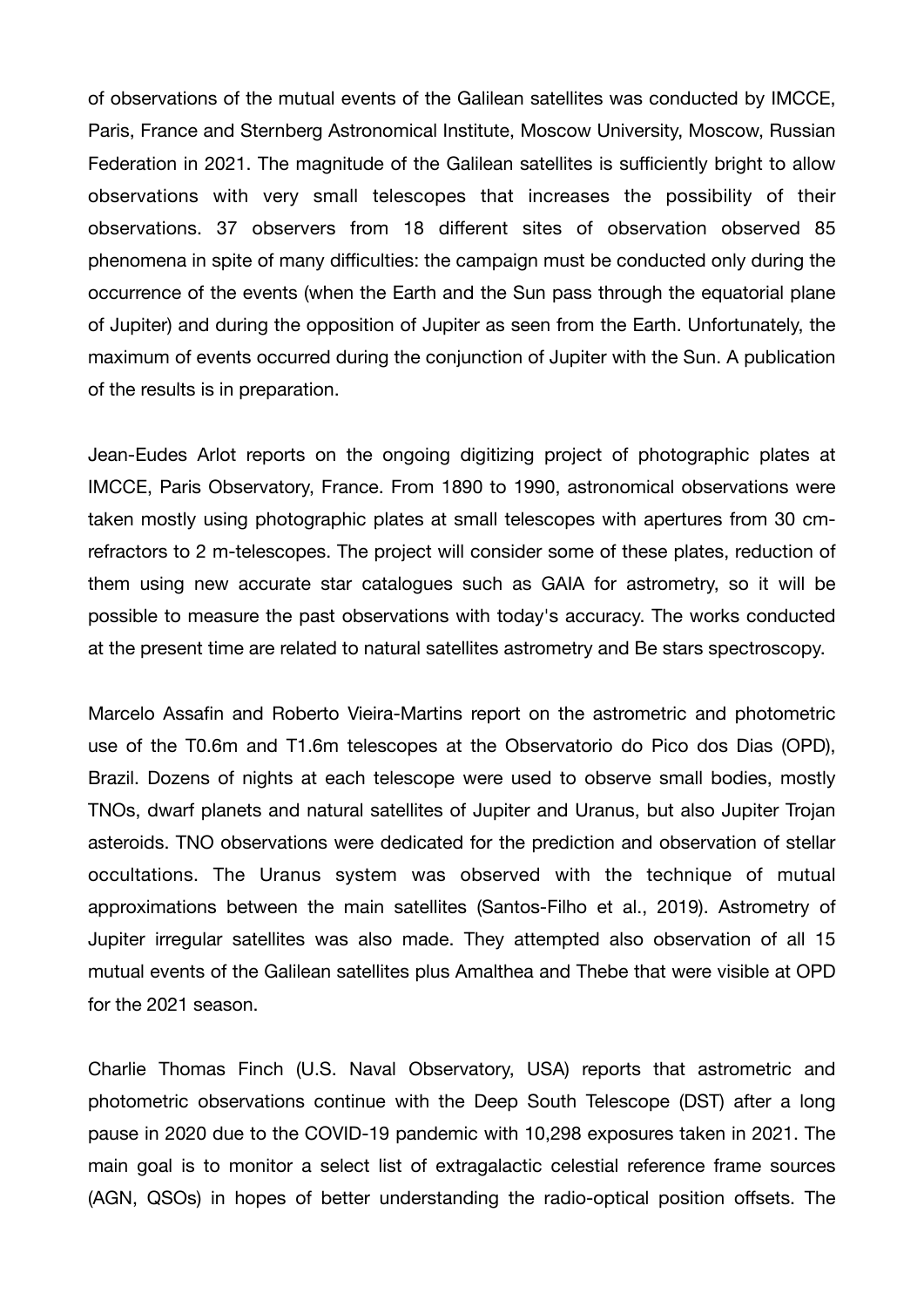of observations of the mutual events of the Galilean satellites was conducted by IMCCE, Paris, France and Sternberg Astronomical Institute, Moscow University, Moscow, Russian Federation in 2021. The magnitude of the Galilean satellites is sufficiently bright to allow observations with very small telescopes that increases the possibility of their observations. 37 observers from 18 different sites of observation observed 85 phenomena in spite of many difficulties: the campaign must be conducted only during the occurrence of the events (when the Earth and the Sun pass through the equatorial plane of Jupiter) and during the opposition of Jupiter as seen from the Earth. Unfortunately, the maximum of events occurred during the conjunction of Jupiter with the Sun. A publication of the results is in preparation.

Jean-Eudes Arlot reports on the ongoing digitizing project of photographic plates at IMCCE, Paris Observatory, France. From 1890 to 1990, astronomical observations were taken mostly using photographic plates at small telescopes with apertures from 30 cm-refractors to 2 m-telescopes. The project will consider some of these plates, reduction of them using new accurate star catalogues such as GAIA for astrometry, so it will be possible to measure the past observations with today's accuracy. The works conducted at the present time are related to natural satellites astrometry and Be stars spectroscopy.

Marcelo Assafin and Roberto Vieira-Martins report on the astrometric and photometric use of the T0.6m and T1.6m telescopes at the Observatorio do Pico dos Dias (OPD), Brazil. Dozens of nights at each telescope were used to observe small bodies, mostly TNOs, dwarf planets and natural satellites of Jupiter and Uranus, but also Jupiter Trojan asteroids. TNO observations were dedicated for the prediction and observation of stellar occultations. The Uranus system was observed with the technique of mutual approximations between the main satellites (Santos-Filho et al., 2019). Astrometry of Jupiter irregular satellites was also made. They attempted also observation of all 15 mutual events of the Galilean satellites plus Amalthea and Thebe that were visible at OPD for the 2021 season.

Charlie Thomas Finch (U.S. Naval Observatory, USA) reports that astrometric and photometric observations continue with the Deep South Telescope (DST) after a long pause in 2020 due to the COVID-19 pandemic with 10,298 exposures taken in 2021. The main goal is to monitor a select list of extragalactic celestial reference frame sources (AGN, QSOs) in hopes of better understanding the radio-optical position offsets. The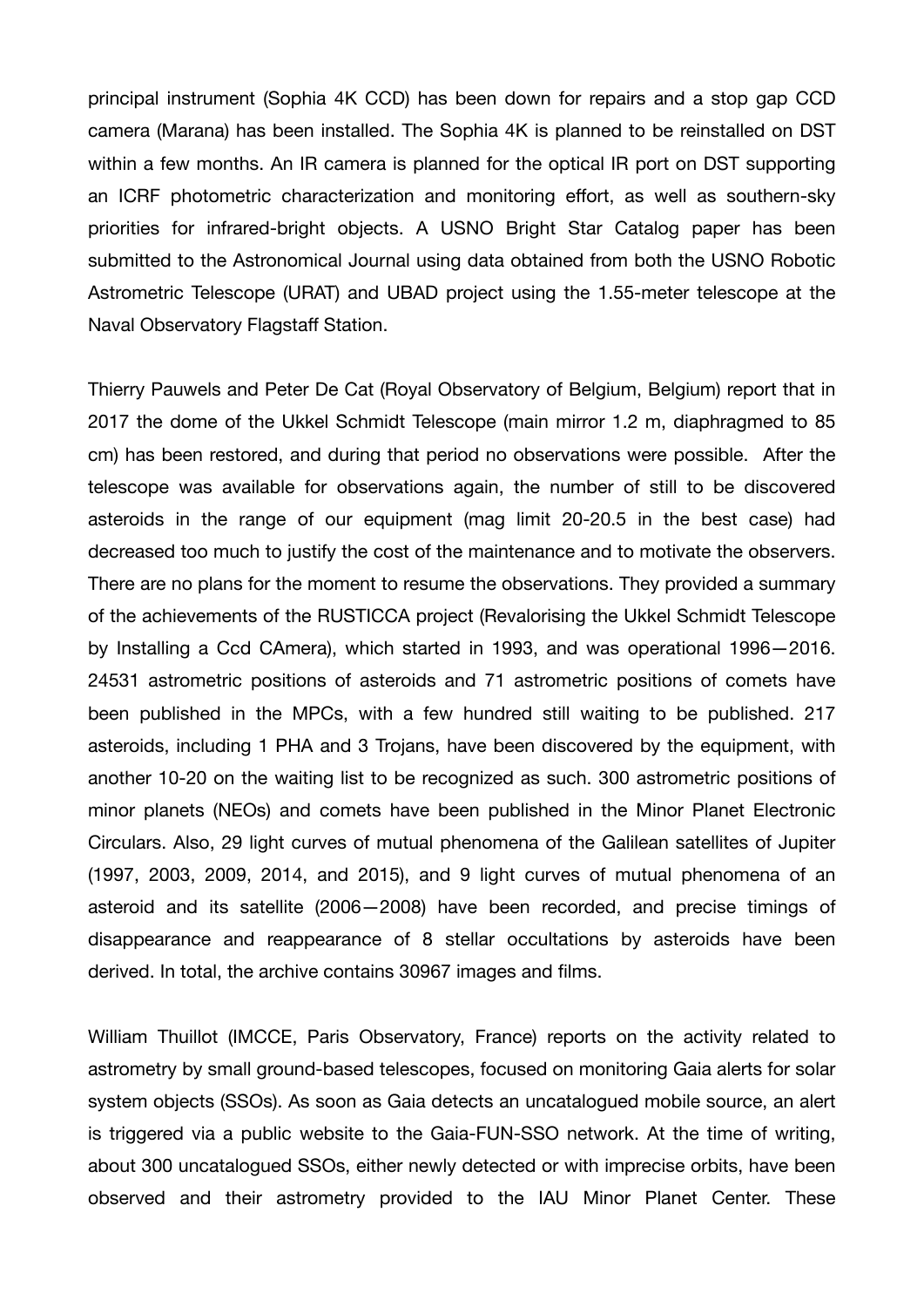principal instrument (Sophia 4K CCD) has been down for repairs and a stop gap CCD camera (Marana) has been installed. The Sophia 4K is planned to be reinstalled on DST within a few months. An IR camera is planned for the optical IR port on DST supporting an ICRF photometric characterization and monitoring effort, as well as southern-sky priorities for infrared-bright objects. A USNO Bright Star Catalog paper has been submitted to the Astronomical Journal using data obtained from both the USNO Robotic Astrometric Telescope (URAT) and UBAD project using the 1.55-meter telescope at the Naval Observatory Flagstaff Station.

Thierry Pauwels and Peter De Cat (Royal Observatory of Belgium, Belgium) report that in 2017 the dome of the Ukkel Schmidt Telescope (main mirror 1.2 m, diaphragmed to 85 cm) has been restored, and during that period no observations were possible. After the telescope was available for observations again, the number of still to be discovered asteroids in the range of our equipment (mag limit 20-20.5 in the best case) had decreased too much to justify the cost of the maintenance and to motivate the observers. There are no plans for the moment to resume the observations. They provided a summary of the achievements of the RUSTICCA project (Revalorising the Ukkel Schmidt Telescope by Installing a Ccd CAmera), which started in 1993, and was operational 1996—2016. 24531 astrometric positions of asteroids and 71 astrometric positions of comets have been published in the MPCs, with a few hundred still waiting to be published. 217 asteroids, including 1 PHA and 3 Trojans, have been discovered by the equipment, with another 10-20 on the waiting list to be recognized as such. 300 astrometric positions of minor planets (NEOs) and comets have been published in the Minor Planet Electronic Circulars. Also, 29 light curves of mutual phenomena of the Galilean satellites of Jupiter (1997, 2003, 2009, 2014, and 2015), and 9 light curves of mutual phenomena of an asteroid and its satellite (2006—2008) have been recorded, and precise timings of disappearance and reappearance of 8 stellar occultations by asteroids have been derived. In total, the archive contains 30967 images and films.

William Thuillot (IMCCE, Paris Observatory, France) reports on the activity related to astrometry by small ground-based telescopes, focused on monitoring Gaia alerts for solar system objects (SSOs). As soon as Gaia detects an uncatalogued mobile source, an alert is triggered via a public website to the Gaia-FUN-SSO network. At the time of writing, about 300 uncatalogued SSOs, either newly detected or with imprecise orbits, have been observed and their astrometry provided to the IAU Minor Planet Center. These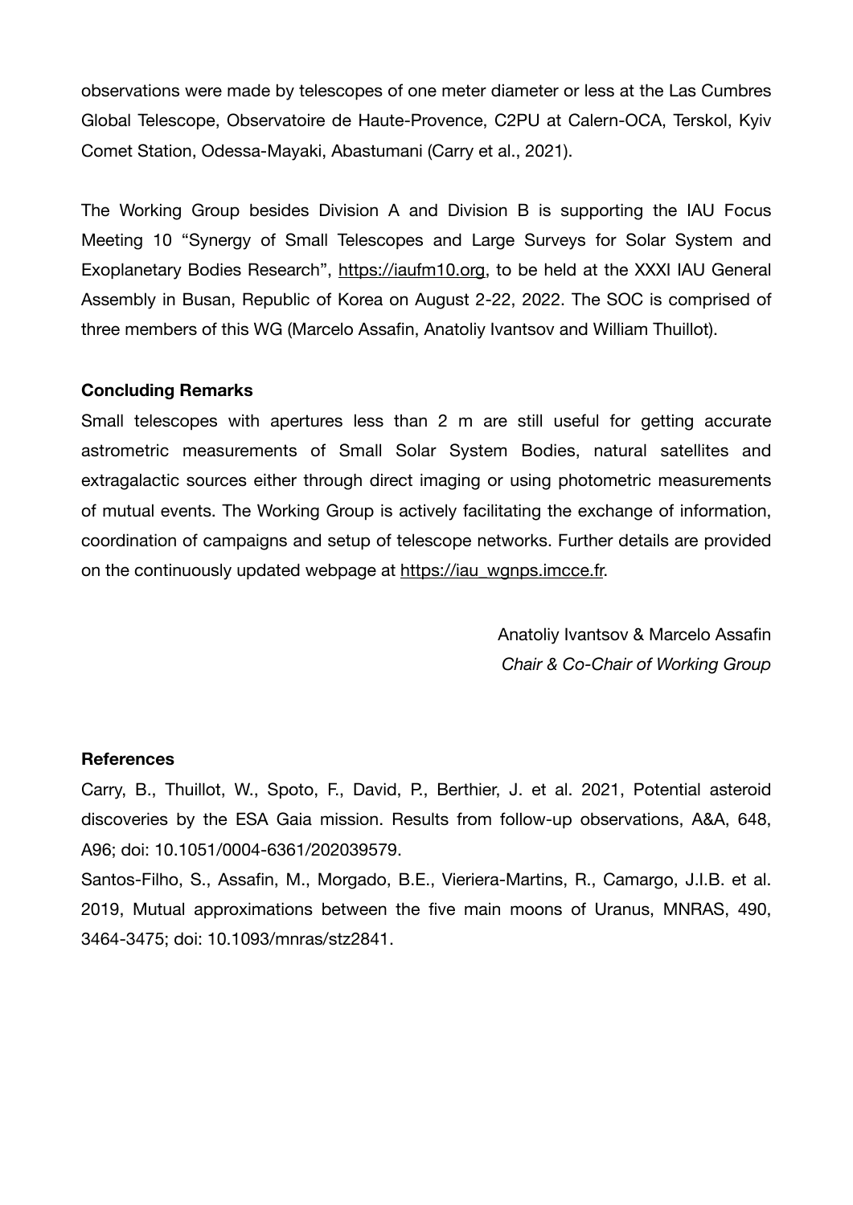observations were made by telescopes of one meter diameter or less at the Las Cumbres Global Telescope, Observatoire de Haute-Provence, C2PU at Calern-OCA, Terskol, Kyiv Comet Station, Odessa-Mayaki, Abastumani (Carry et al., 2021).

The Working Group besides Division A and Division B is supporting the IAU Focus Meeting 10 "Synergy of Small Telescopes and Large Surveys for Solar System and Exoplanetary Bodies Research", https://iaufm10.org, to be held at the XXXI IAU General Assembly in Busan, Republic of Korea on August 2-22, 2022. The SOC is comprised of three members of this WG (Marcelo Assafin, Anatoliy Ivantsov and William Thuillot).

**Concluding Remarks**

Small telescopes with apertures less than 2 m are still useful for getting accurate astrometric measurements of Small Solar System Bodies, natural satellites and extragalactic sources either through direct imaging or using photometric measurements of mutual events. The Working Group is actively facilitating the exchange of information, coordination of campaigns and setup of telescope networks. Further details are provided on the continuously updated webpage at https://iau_wgnps.imcce.fr.

Anatoliy Ivantsov & Marcelo Assafin
*Chair & Co-Chair of Working Group*

**References**

Carry, B., Thuillot, W., Spoto, F., David, P., Berthier, J. et al. 2021, Potential asteroid discoveries by the ESA Gaia mission. Results from follow-up observations, A&A, 648, A96; doi: 10.1051/0004-6361/202039579.

Santos-Filho, S., Assafin, M., Morgado, B.E., Vieriera-Martins, R., Camargo, J.I.B. et al. 2019, Mutual approximations between the five main moons of Uranus, MNRAS, 490, 3464-3475; doi: 10.1093/mnras/stz2841.